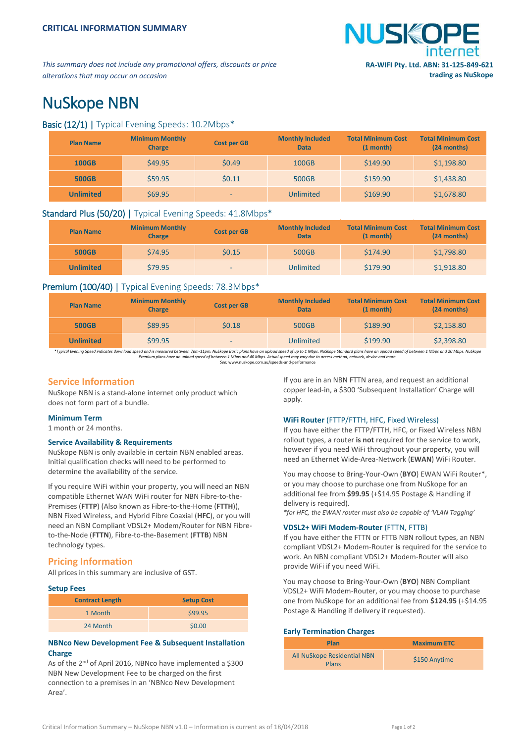**CRITICAL INFORMATION SUMMARY**

*This summary does not include any promotional offers, discounts or price alterations that may occur on occasion*

**RA-WIFI Pty. Ltd. ABN: 31-125-849-621 trading as NuSkope**

# NuSkope NBN

## Basic (12/1) | Typical Evening Speeds: 10.2Mbps*

| Plan Name | Minimum Monthly Charge | Cost per GB | Monthly Included Data | Total Minimum Cost (1 month) | Total Minimum Cost (24 months) |
|---|---|---|---|---|---|
| **100GB** | $49.95 | $0.49 | 100GB | $149.90 | $1,198.80 |
| **500GB** | $59.95 | $0.11 | 500GB | $159.90 | $1,438.80 |
| **Unlimited** | $69.95 | - | Unlimited | $169.90 | $1,678.80 |

## Standard Plus (50/20) | Typical Evening Speeds: 41.8Mbps*

| Plan Name | Minimum Monthly Charge | Cost per GB | Monthly Included Data | Total Minimum Cost (1 month) | Total Minimum Cost (24 months) |
|---|---|---|---|---|---|
| **500GB** | $74.95 | $0.15 | 500GB | $174.90 | $1,798.80 |
| **Unlimited** | $79.95 | - | Unlimited | $179.90 | $1,918.80 |

## Premium (100/40) | Typical Evening Speeds: 78.3Mbps*

| Plan Name | Minimum Monthly Charge | Cost per GB | Monthly Included Data | Total Minimum Cost (1 month) | Total Minimum Cost (24 months) |
|---|---|---|---|---|---|
| **500GB** | $89.95 | $0.18 | 500GB | $189.90 | $2,158.80 |
| **Unlimited** | $99.95 | - | Unlimited | $199.90 | $2,398.80 |

*\*Typical Evening Speed indicates download speed and is measured between 7pm-11pm. NuSkope Basic plans have an upload speed of up to 1 Mbps. NuSkope Standard plans have an upload speed of between 1 Mbps and 20 Mbps. NuSkope Premium plans have an upload speed of between 1 Mbps and 40 Mbps. Actual speed may vary due to access method, network, device and more.*
*See: www.nuskope.com.au/speeds-and-performance*

## Service Information

NuSkope NBN is a stand-alone internet only product which does not form part of a bundle.

### Minimum Term

1 month or 24 months.

### Service Availability & Requirements

NuSkope NBN is only available in certain NBN enabled areas. Initial qualification checks will need to be performed to determine the availability of the service.

If you require WiFi within your property, you will need an NBN compatible Ethernet WAN WiFi router for NBN Fibre-to-the-Premises (**FTTP**) (Also known as Fibre-to-the-Home (**FTTH**)), NBN Fixed Wireless, and Hybrid Fibre Coaxial (**HFC**), or you will need an NBN Compliant VDSL2+ Modem/Router for NBN Fibre-to-the-Node (**FTTN**), Fibre-to-the-Basement (**FTTB**) NBN technology types.

## Pricing Information

All prices in this summary are inclusive of GST.

### Setup Fees

| Contract Length | Setup Cost |
|---|---|
| 1 Month | $99.95 |
| 24 Month | $0.00 |

### NBNco New Development Fee & Subsequent Installation Charge

As of the 2nd of April 2016, NBNco have implemented a $300 NBN New Development Fee to be charged on the first connection to a premises in an 'NBNco New Development Area'.

If you are in an NBN FTTN area, and request an additional copper lead-in, a $300 'Subsequent Installation' Charge will apply.

### WiFi Router (FTTP/FTTH, HFC, Fixed Wireless)

If you have either the FTTP/FTTH, HFC, or Fixed Wireless NBN rollout types, a router **is not** required for the service to work, however if you need WiFi throughout your property, you will need an Ethernet Wide-Area-Network (**EWAN**) WiFi Router.

You may choose to Bring-Your-Own (**BYO**) EWAN WiFi Router*, or you may choose to purchase one from NuSkope for an additional fee from **$99.95** (+$14.95 Postage & Handling if delivery is required).

*\*for HFC, the EWAN router must also be capable of 'VLAN Tagging'*

### VDSL2+ WiFi Modem-Router (FTTN, FTTB)

If you have either the FTTN or FTTB NBN rollout types, an NBN compliant VDSL2+ Modem-Router **is** required for the service to work. An NBN compliant VDSL2+ Modem-Router will also provide WiFi if you need WiFi.

You may choose to Bring-Your-Own (**BYO**) NBN Compliant VDSL2+ WiFi Modem-Router, or you may choose to purchase one from NuSkope for an additional fee from **$124.95** (+$14.95 Postage & Handling if delivery if requested).

### Early Termination Charges

| Plan | Maximum ETC |
|---|---|
| All NuSkope Residential NBN Plans | $150 Anytime |

Critical Information Summary – NuSkope NBN v1.0 – Information is current as of 18/04/2018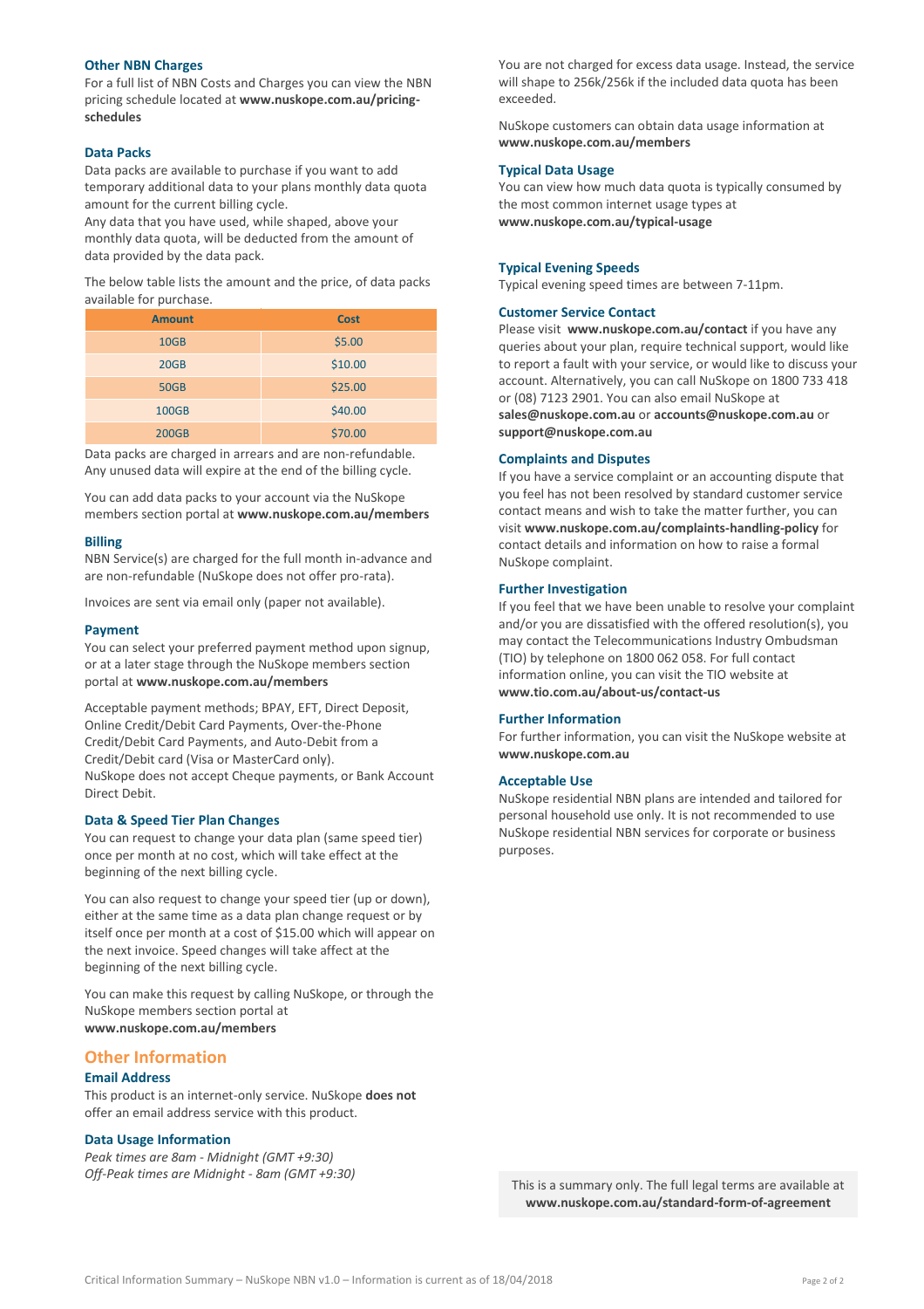### Other NBN Charges

For a full list of NBN Costs and Charges you can view the NBN pricing schedule located at **www.nuskope.com.au/pricing-schedules**

### Data Packs

Data packs are available to purchase if you want to add temporary additional data to your plans monthly data quota amount for the current billing cycle.
Any data that you have used, while shaped, above your monthly data quota, will be deducted from the amount of data provided by the data pack.

The below table lists the amount and the price, of data packs available for purchase.

| Amount | Cost |
|---|---|
| 10GB | $5.00 |
| 20GB | $10.00 |
| 50GB | $25.00 |
| 100GB | $40.00 |
| 200GB | $70.00 |

Data packs are charged in arrears and are non-refundable. Any unused data will expire at the end of the billing cycle.

You can add data packs to your account via the NuSkope members section portal at **www.nuskope.com.au/members**

### Billing

NBN Service(s) are charged for the full month in-advance and are non-refundable (NuSkope does not offer pro-rata).

Invoices are sent via email only (paper not available).

### Payment

You can select your preferred payment method upon signup, or at a later stage through the NuSkope members section portal at **www.nuskope.com.au/members**

Acceptable payment methods; BPAY, EFT, Direct Deposit, Online Credit/Debit Card Payments, Over-the-Phone Credit/Debit Card Payments, and Auto-Debit from a Credit/Debit card (Visa or MasterCard only).
NuSkope does not accept Cheque payments, or Bank Account Direct Debit.

### Data & Speed Tier Plan Changes

You can request to change your data plan (same speed tier) once per month at no cost, which will take effect at the beginning of the next billing cycle.

You can also request to change your speed tier (up or down), either at the same time as a data plan change request or by itself once per month at a cost of $15.00 which will appear on the next invoice. Speed changes will take affect at the beginning of the next billing cycle.

You can make this request by calling NuSkope, or through the NuSkope members section portal at **www.nuskope.com.au/members**

## Other Information

### Email Address

This product is an internet-only service. NuSkope **does not** offer an email address service with this product.

### Data Usage Information

*Peak times are 8am - Midnight (GMT +9:30)*
*Off-Peak times are Midnight - 8am (GMT +9:30)*

You are not charged for excess data usage. Instead, the service will shape to 256k/256k if the included data quota has been exceeded.

NuSkope customers can obtain data usage information at **www.nuskope.com.au/members**

### Typical Data Usage

You can view how much data quota is typically consumed by the most common internet usage types at **www.nuskope.com.au/typical-usage**

### Typical Evening Speeds

Typical evening speed times are between 7-11pm.

### Customer Service Contact

Please visit **www.nuskope.com.au/contact** if you have any queries about your plan, require technical support, would like to report a fault with your service, or would like to discuss your account. Alternatively, you can call NuSkope on 1800 733 418 or (08) 7123 2901. You can also email NuSkope at **sales@nuskope.com.au** or **accounts@nuskope.com.au** or **support@nuskope.com.au**

### Complaints and Disputes

If you have a service complaint or an accounting dispute that you feel has not been resolved by standard customer service contact means and wish to take the matter further, you can visit **www.nuskope.com.au/complaints-handling-policy** for contact details and information on how to raise a formal NuSkope complaint.

### Further Investigation

If you feel that we have been unable to resolve your complaint and/or you are dissatisfied with the offered resolution(s), you may contact the Telecommunications Industry Ombudsman (TIO) by telephone on 1800 062 058. For full contact information online, you can visit the TIO website at **www.tio.com.au/about-us/contact-us**

### Further Information

For further information, you can visit the NuSkope website at **www.nuskope.com.au**

### Acceptable Use

NuSkope residential NBN plans are intended and tailored for personal household use only. It is not recommended to use NuSkope residential NBN services for corporate or business purposes.

This is a summary only. The full legal terms are available at **www.nuskope.com.au/standard-form-of-agreement**

Critical Information Summary – NuSkope NBN v1.0 – Information is current as of 18/04/2018